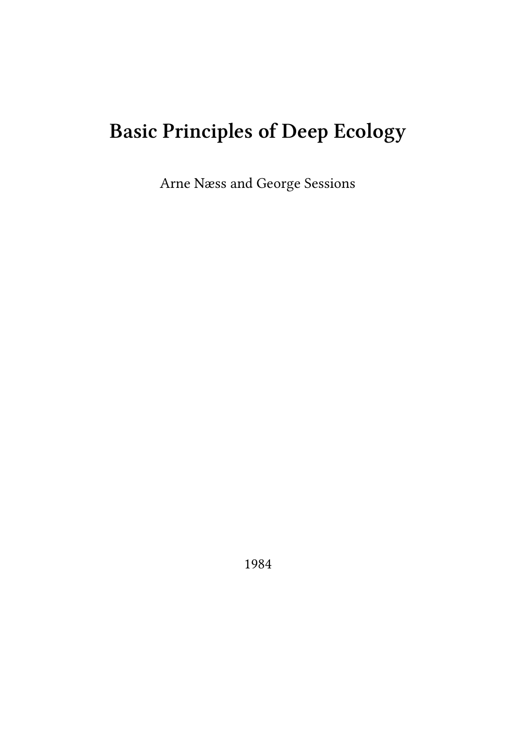# Basic Principles of Deep Ecology

Arne Næss and George Sessions

1984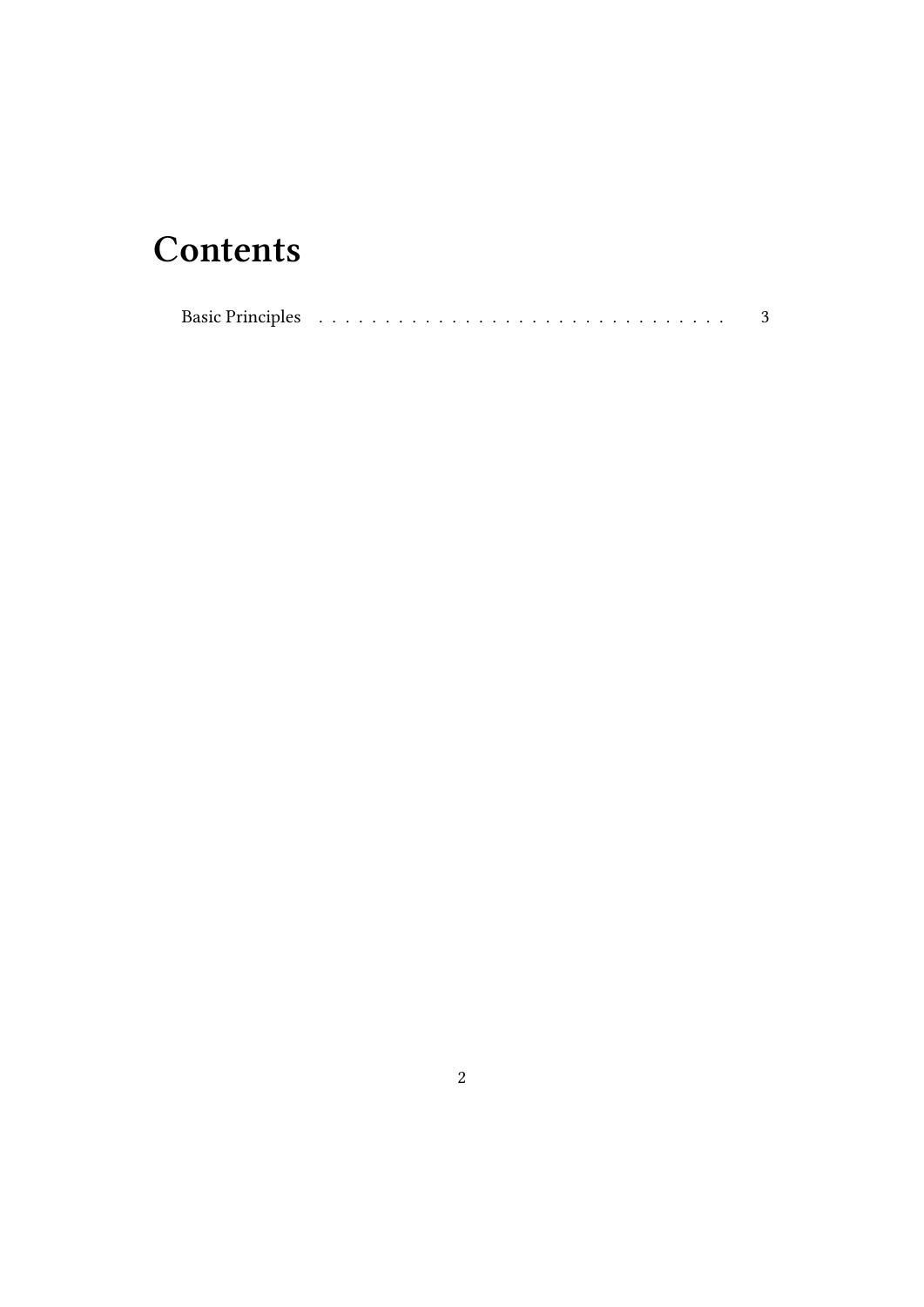# Contents

Basic Principles . . . . . . . . . . . . . . . . . . . . . . . . . . . . . . . . 3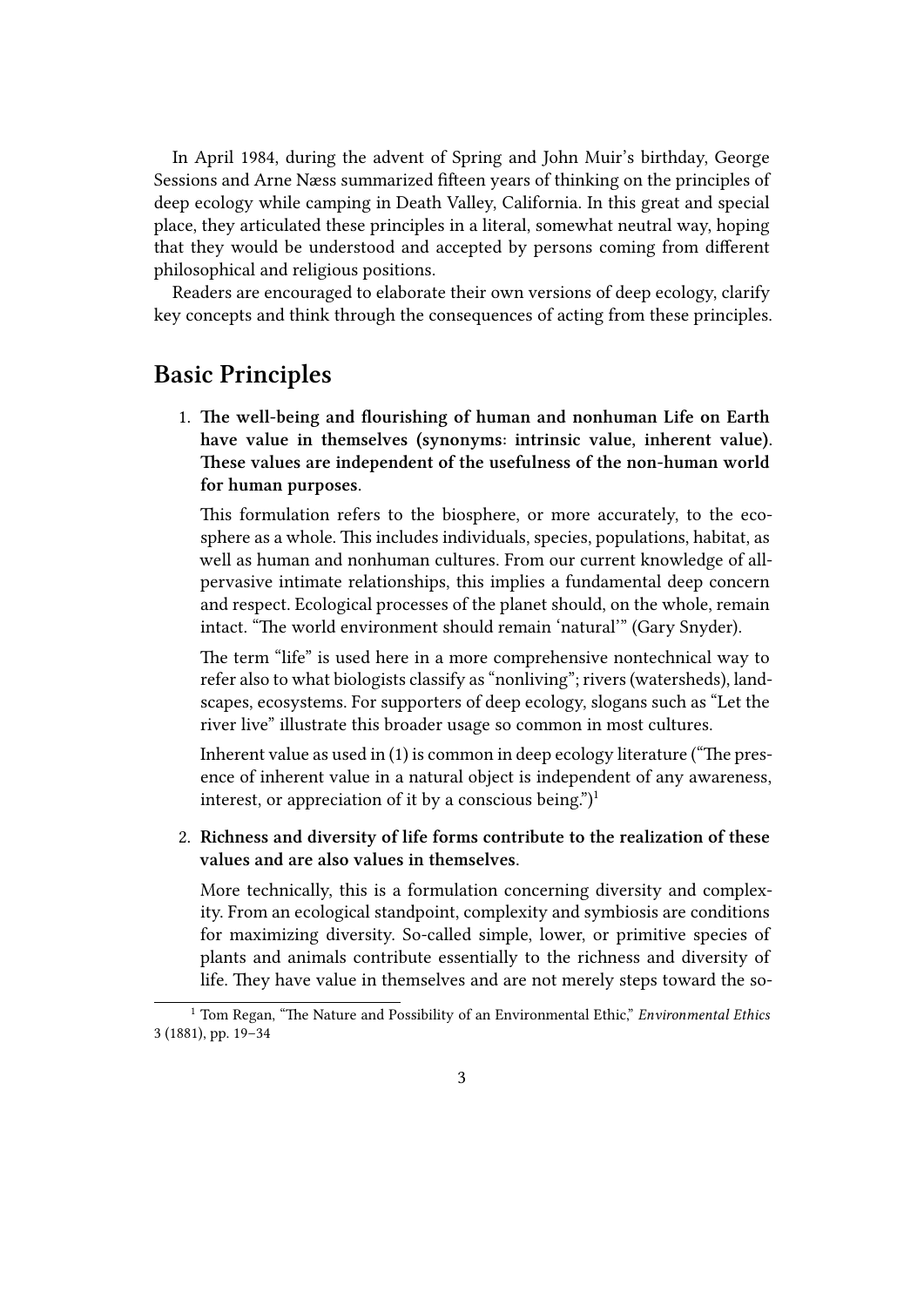In April 1984, during the advent of Spring and John Muir's birthday, George Sessions and Arne Næss summarized fifteen years of thinking on the principles of deep ecology while camping in Death Valley, California. In this great and special place, they articulated these principles in a literal, somewhat neutral way, hoping that they would be understood and accepted by persons coming from different philosophical and religious positions.

Readers are encouraged to elaborate their own versions of deep ecology, clarify key concepts and think through the consequences of acting from these principles.

## Basic Principles

1. **The well-being and flourishing of human and nonhuman Life on Earth have value in themselves (synonyms: intrinsic value, inherent value). These values are independent of the usefulness of the non-human world for human purposes.**

   This formulation refers to the biosphere, or more accurately, to the ecosphere as a whole. This includes individuals, species, populations, habitat, as well as human and nonhuman cultures. From our current knowledge of all-pervasive intimate relationships, this implies a fundamental deep concern and respect. Ecological processes of the planet should, on the whole, remain intact. "The world environment should remain 'natural'" (Gary Snyder).

   The term "life" is used here in a more comprehensive nontechnical way to refer also to what biologists classify as "nonliving"; rivers (watersheds), landscapes, ecosystems. For supporters of deep ecology, slogans such as "Let the river live" illustrate this broader usage so common in most cultures.

   Inherent value as used in (1) is common in deep ecology literature ("The presence of inherent value in a natural object is independent of any awareness, interest, or appreciation of it by a conscious being.")[1]

2. **Richness and diversity of life forms contribute to the realization of these values and are also values in themselves.**

   More technically, this is a formulation concerning diversity and complexity. From an ecological standpoint, complexity and symbiosis are conditions for maximizing diversity. So-called simple, lower, or primitive species of plants and animals contribute essentially to the richness and diversity of life. They have value in themselves and are not merely steps toward the so-

[1] Tom Regan, "The Nature and Possibility of an Environmental Ethic," *Environmental Ethics* 3 (1881), pp. 19–34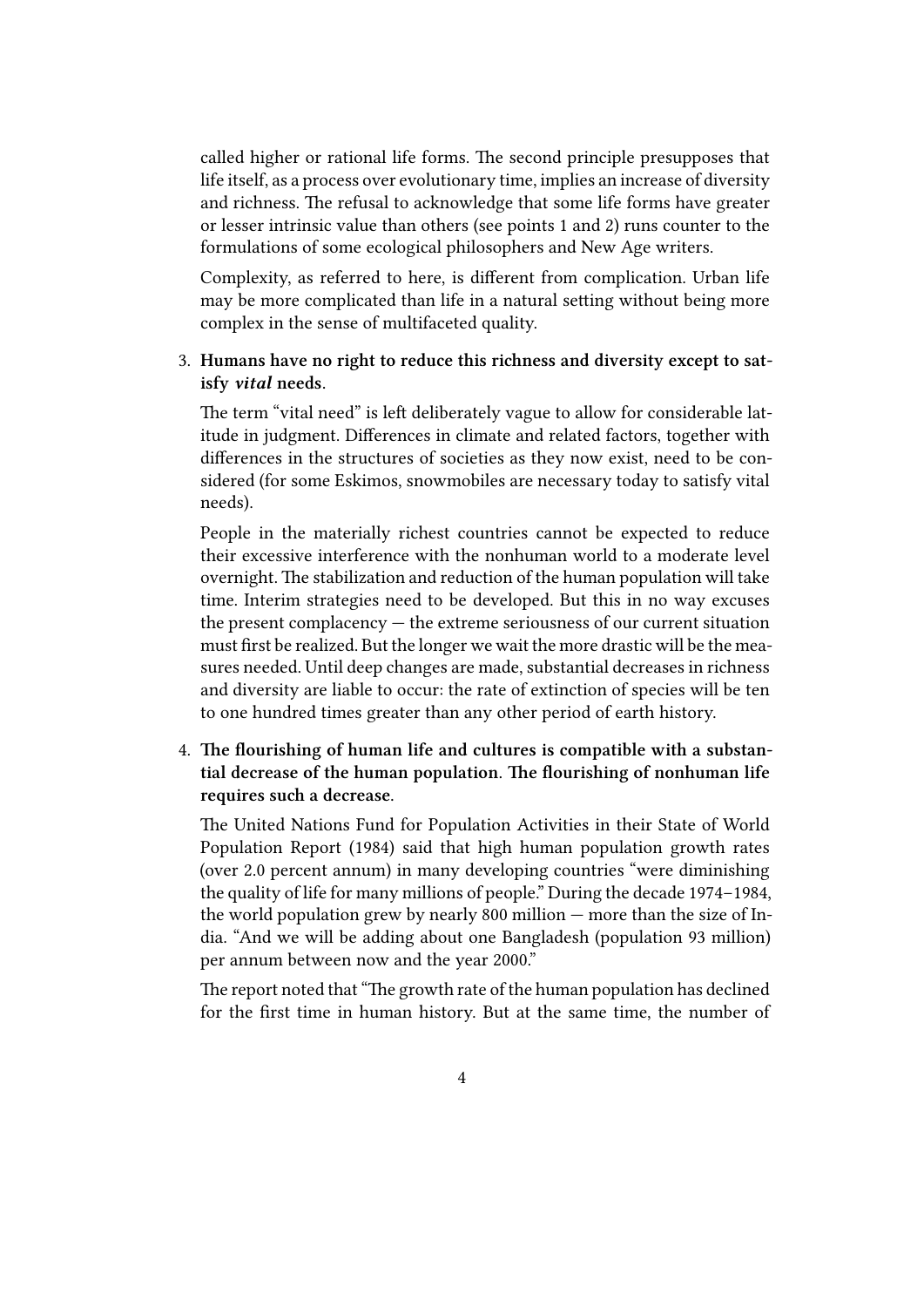called higher or rational life forms. The second principle presupposes that life itself, as a process over evolutionary time, implies an increase of diversity and richness. The refusal to acknowledge that some life forms have greater or lesser intrinsic value than others (see points 1 and 2) runs counter to the formulations of some ecological philosophers and New Age writers.

Complexity, as referred to here, is different from complication. Urban life may be more complicated than life in a natural setting without being more complex in the sense of multifaceted quality.

3. **Humans have no right to reduce this richness and diversity except to satisfy *vital* needs.**

   The term "vital need" is left deliberately vague to allow for considerable latitude in judgment. Differences in climate and related factors, together with differences in the structures of societies as they now exist, need to be considered (for some Eskimos, snowmobiles are necessary today to satisfy vital needs).

   People in the materially richest countries cannot be expected to reduce their excessive interference with the nonhuman world to a moderate level overnight. The stabilization and reduction of the human population will take time. Interim strategies need to be developed. But this in no way excuses the present complacency — the extreme seriousness of our current situation must first be realized. But the longer we wait the more drastic will be the measures needed. Until deep changes are made, substantial decreases in richness and diversity are liable to occur: the rate of extinction of species will be ten to one hundred times greater than any other period of earth history.

4. **The flourishing of human life and cultures is compatible with a substantial decrease of the human population. The flourishing of nonhuman life requires such a decrease.**

   The United Nations Fund for Population Activities in their State of World Population Report (1984) said that high human population growth rates (over 2.0 percent annum) in many developing countries "were diminishing the quality of life for many millions of people." During the decade 1974–1984, the world population grew by nearly 800 million — more than the size of India. "And we will be adding about one Bangladesh (population 93 million) per annum between now and the year 2000."

   The report noted that "The growth rate of the human population has declined for the first time in human history. But at the same time, the number of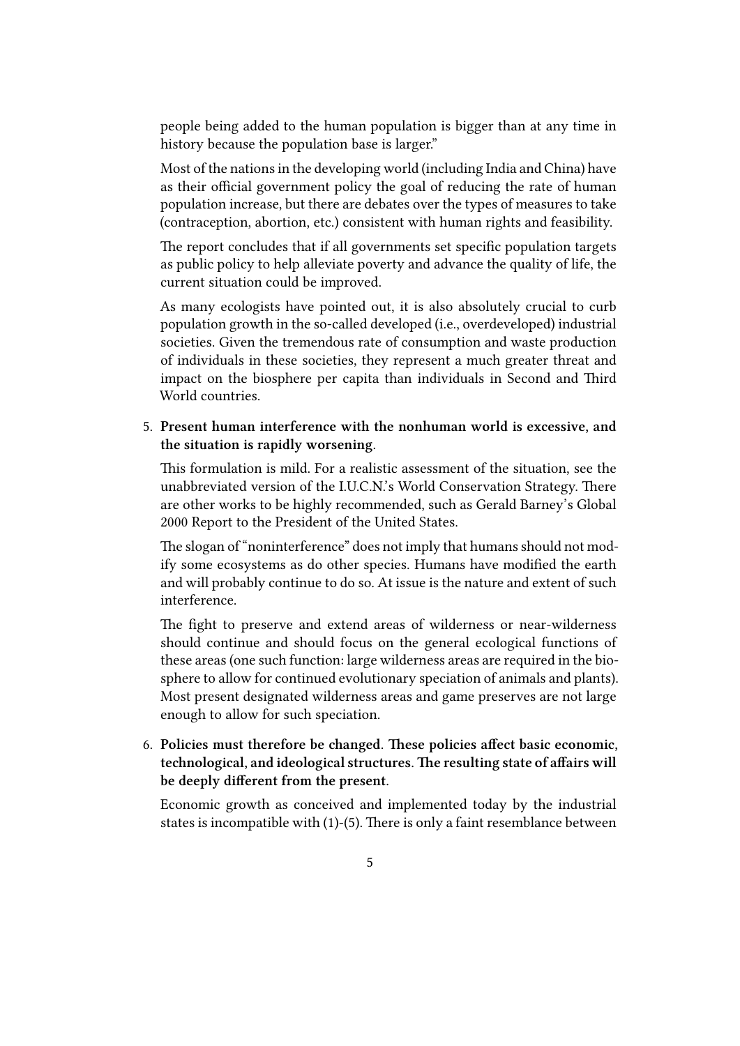people being added to the human population is bigger than at any time in history because the population base is larger."

Most of the nations in the developing world (including India and China) have as their official government policy the goal of reducing the rate of human population increase, but there are debates over the types of measures to take (contraception, abortion, etc.) consistent with human rights and feasibility.

The report concludes that if all governments set specific population targets as public policy to help alleviate poverty and advance the quality of life, the current situation could be improved.

As many ecologists have pointed out, it is also absolutely crucial to curb population growth in the so-called developed (i.e., overdeveloped) industrial societies. Given the tremendous rate of consumption and waste production of individuals in these societies, they represent a much greater threat and impact on the biosphere per capita than individuals in Second and Third World countries.

5. **Present human interference with the nonhuman world is excessive, and the situation is rapidly worsening.**

   This formulation is mild. For a realistic assessment of the situation, see the unabbreviated version of the I.U.C.N.'s World Conservation Strategy. There are other works to be highly recommended, such as Gerald Barney's Global 2000 Report to the President of the United States.

   The slogan of "noninterference" does not imply that humans should not modify some ecosystems as do other species. Humans have modified the earth and will probably continue to do so. At issue is the nature and extent of such interference.

   The fight to preserve and extend areas of wilderness or near-wilderness should continue and should focus on the general ecological functions of these areas (one such function: large wilderness areas are required in the biosphere to allow for continued evolutionary speciation of animals and plants). Most present designated wilderness areas and game preserves are not large enough to allow for such speciation.

6. **Policies must therefore be changed. These policies affect basic economic, technological, and ideological structures. The resulting state of affairs will be deeply different from the present.**

   Economic growth as conceived and implemented today by the industrial states is incompatible with (1)-(5). There is only a faint resemblance between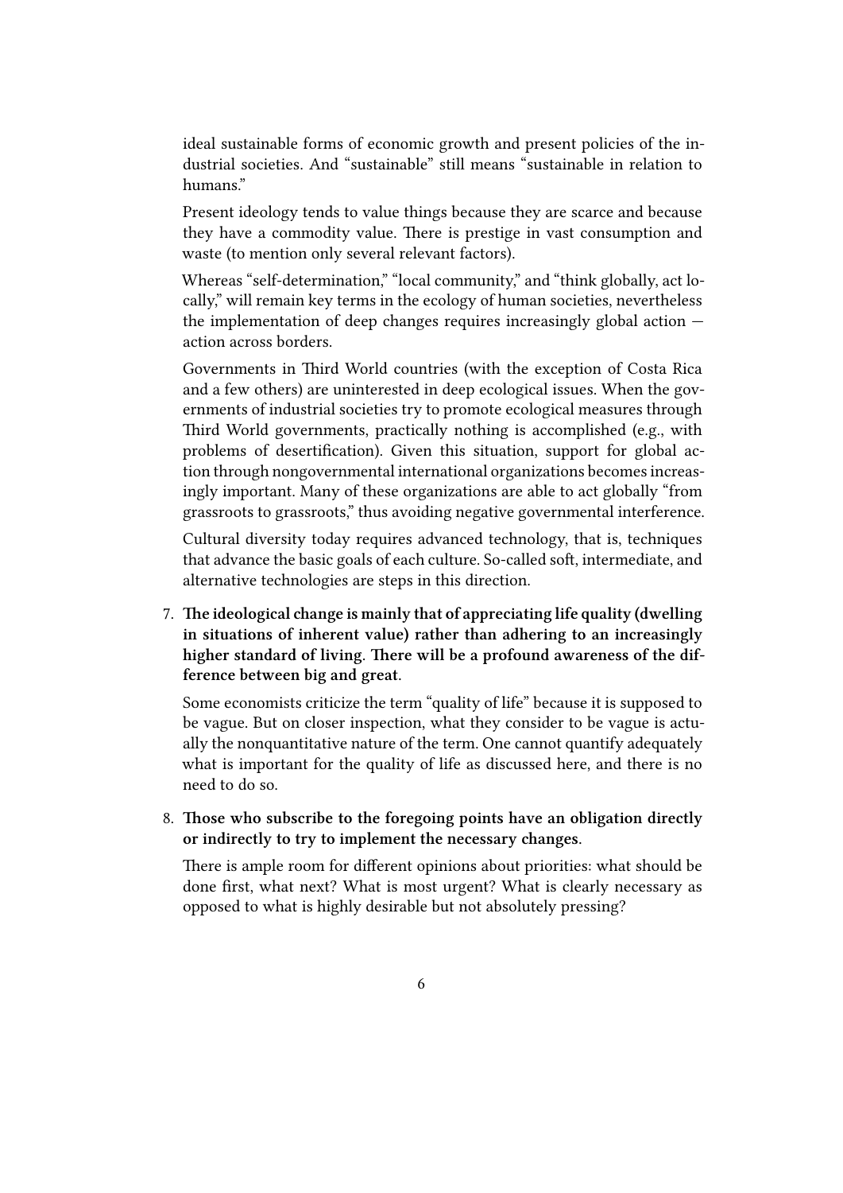ideal sustainable forms of economic growth and present policies of the industrial societies. And "sustainable" still means "sustainable in relation to humans."

Present ideology tends to value things because they are scarce and because they have a commodity value. There is prestige in vast consumption and waste (to mention only several relevant factors).

Whereas "self-determination," "local community," and "think globally, act locally," will remain key terms in the ecology of human societies, nevertheless the implementation of deep changes requires increasingly global action — action across borders.

Governments in Third World countries (with the exception of Costa Rica and a few others) are uninterested in deep ecological issues. When the governments of industrial societies try to promote ecological measures through Third World governments, practically nothing is accomplished (e.g., with problems of desertification). Given this situation, support for global action through nongovernmental international organizations becomes increasingly important. Many of these organizations are able to act globally "from grassroots to grassroots," thus avoiding negative governmental interference.

Cultural diversity today requires advanced technology, that is, techniques that advance the basic goals of each culture. So-called soft, intermediate, and alternative technologies are steps in this direction.

7. **The ideological change is mainly that of appreciating life quality (dwelling in situations of inherent value) rather than adhering to an increasingly higher standard of living. There will be a profound awareness of the difference between big and great.**

   Some economists criticize the term "quality of life" because it is supposed to be vague. But on closer inspection, what they consider to be vague is actually the nonquantitative nature of the term. One cannot quantify adequately what is important for the quality of life as discussed here, and there is no need to do so.

8. **Those who subscribe to the foregoing points have an obligation directly or indirectly to try to implement the necessary changes.**

   There is ample room for different opinions about priorities: what should be done first, what next? What is most urgent? What is clearly necessary as opposed to what is highly desirable but not absolutely pressing?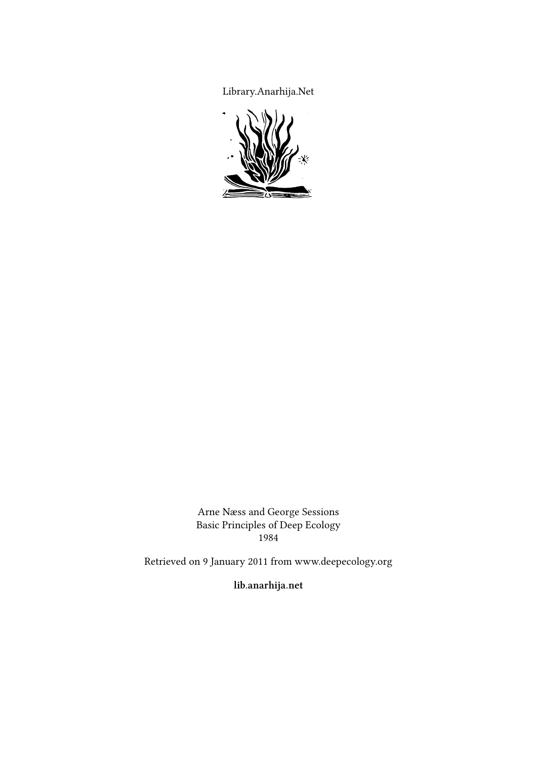Library.Anarhija.Net

Arne Næss and George Sessions
Basic Principles of Deep Ecology
1984

Retrieved on 9 January 2011 from www.deepecology.org

**lib.anarhija.net**